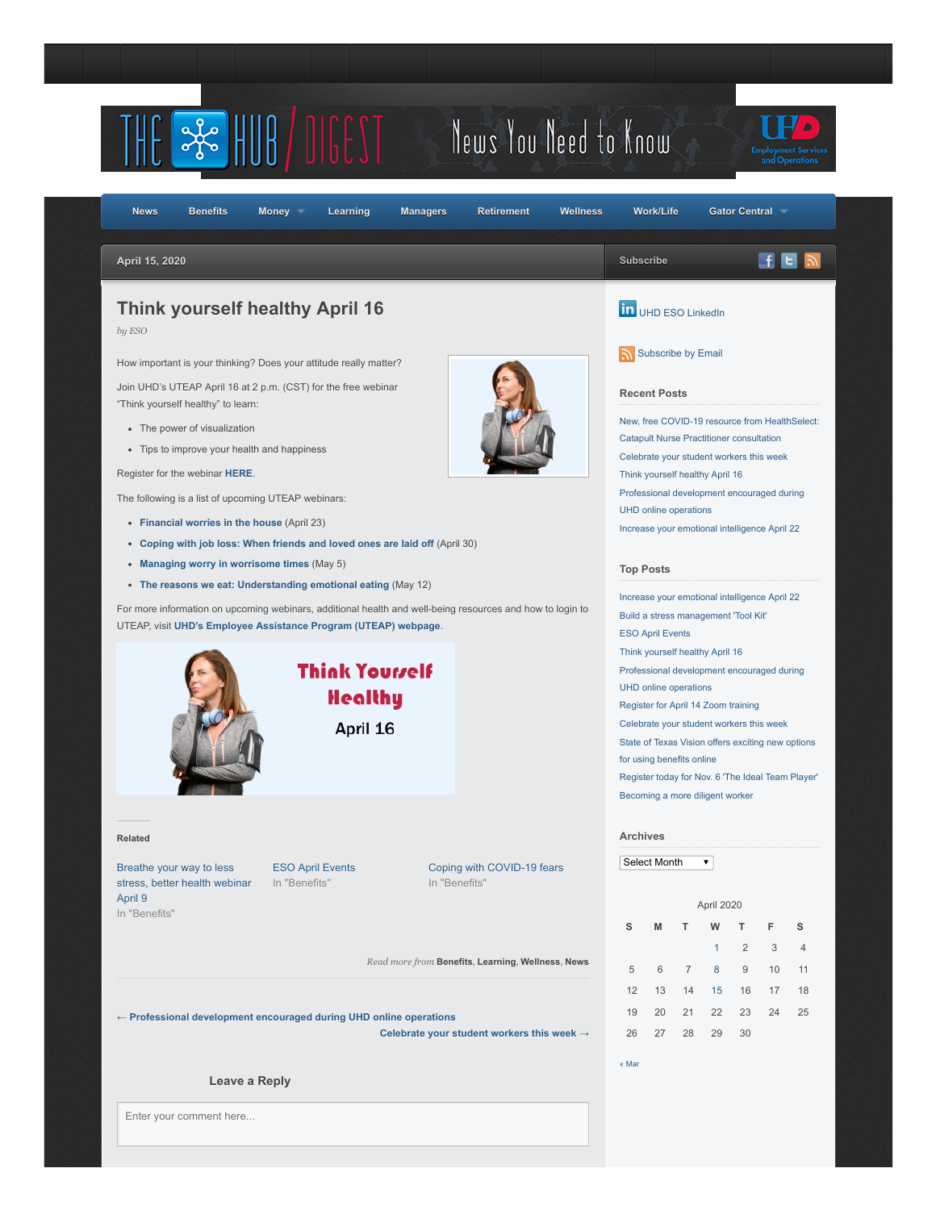THE HUB / DIGEST — News You Need to Know

UHD Employment Services and Operations

News | Benefits | Money | Learning | Managers | Retirement | Wellness | Work/Life | Gator Central

April 15, 2020

# Think yourself healthy April 16

*by ESO*

How important is your thinking? Does your attitude really matter?

Join UHD's UTEAP April 16 at 2 p.m. (CST) for the free webinar "Think yourself healthy" to learn:

- The power of visualization
- Tips to improve your health and happiness

Register for the webinar **HERE**.

The following is a list of upcoming UTEAP webinars:

- **Financial worries in the house** (April 23)
- **Coping with job loss: When friends and loved ones are laid off** (April 30)
- **Managing worry in worrisome times** (May 5)
- **The reasons we eat: Understanding emotional eating** (May 12)

For more information on upcoming webinars, additional health and well-being resources and how to login to UTEAP, visit **UHD's Employee Assistance Program (UTEAP) webpage**.

Think Yourself Healthy
April 16

### Related

Breathe your way to less stress, better health webinar April 9
In "Benefits"

ESO April Events
In "Benefits"

Coping with COVID-19 fears
In "Benefits"

*Read more from* **Benefits**, **Learning**, **Wellness**, **News**

← **Professional development encouraged during UHD online operations**

**Celebrate your student workers this week** →

### Leave a Reply

Enter your comment here...

---

Subscribe

UHD ESO LinkedIn

Subscribe by Email

### Recent Posts

- New, free COVID-19 resource from HealthSelect: Catapult Nurse Practitioner consultation
- Celebrate your student workers this week
- Think yourself healthy April 16
- Professional development encouraged during UHD online operations
- Increase your emotional intelligence April 22

### Top Posts

- Increase your emotional intelligence April 22
- Build a stress management 'Tool Kit'
- ESO April Events
- Think yourself healthy April 16
- Professional development encouraged during UHD online operations
- Register for April 14 Zoom training
- Celebrate your student workers this week
- State of Texas Vision offers exciting new options for using benefits online
- Register today for Nov. 6 'The Ideal Team Player'
- Becoming a more diligent worker

### Archives

Select Month

April 2020

| S | M | T | W | T | F | S |
|---|---|---|---|---|---|---|
| | | | 1 | 2 | 3 | 4 |
| 5 | 6 | 7 | 8 | 9 | 10 | 11 |
| 12 | 13 | 14 | 15 | 16 | 17 | 18 |
| 19 | 20 | 21 | 22 | 23 | 24 | 25 |
| 26 | 27 | 28 | 29 | 30 | | |

« Mar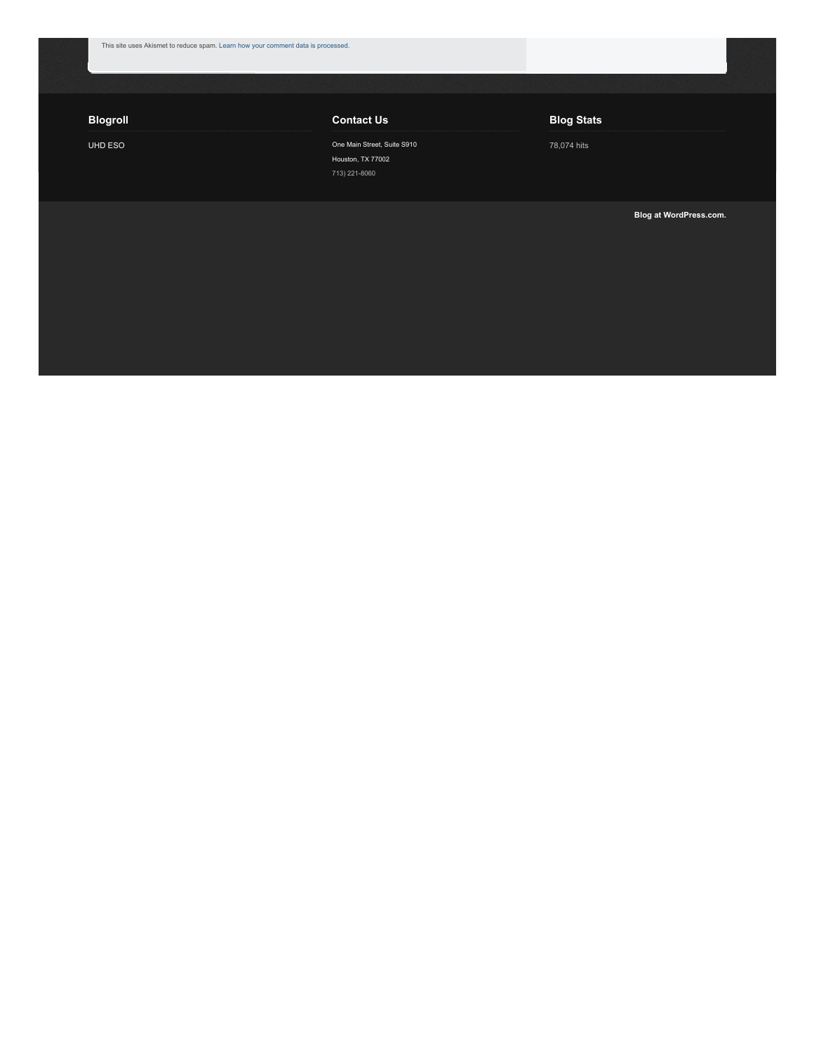This site uses Akismet to reduce spam. Learn how your comment data is processed.

## Blogroll

UHD ESO

## Contact Us

One Main Street, Suite S910

Houston, TX 77002

713) 221-8060

## Blog Stats

78,074 hits

**Blog at WordPress.com.**